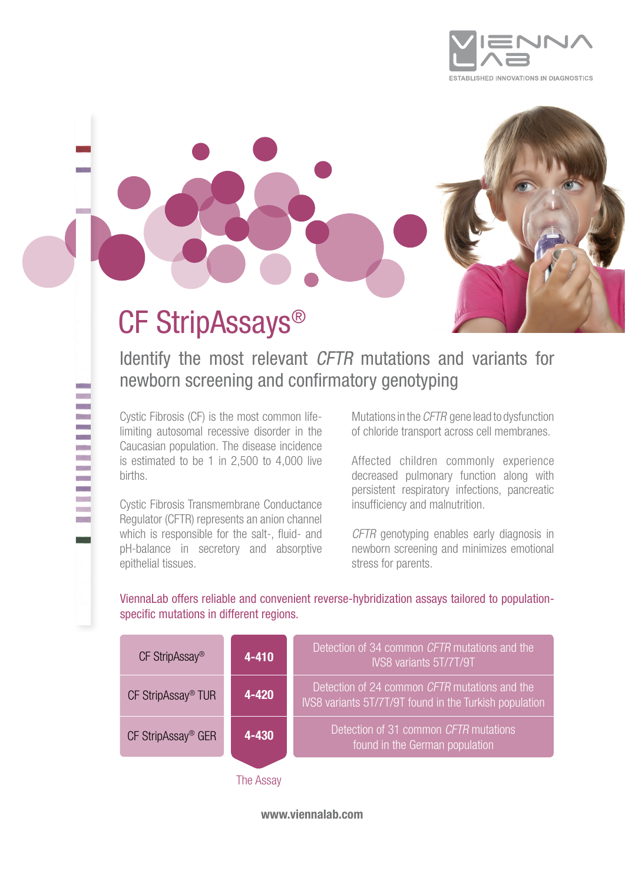VIENNA LAB
ESTABLISHED INNOVATIONS IN DIAGNOSTICS

# CF StripAssays®

## Identify the most relevant *CFTR* mutations and variants for newborn screening and confirmatory genotyping

Cystic Fibrosis (CF) is the most common life-limiting autosomal recessive disorder in the Caucasian population. The disease incidence is estimated to be 1 in 2,500 to 4,000 live births.

Cystic Fibrosis Transmembrane Conductance Regulator (CFTR) represents an anion channel which is responsible for the salt-, fluid- and pH-balance in secretory and absorptive epithelial tissues.

Mutations in the *CFTR* gene lead to dysfunction of chloride transport across cell membranes.

Affected children commonly experience decreased pulmonary function along with persistent respiratory infections, pancreatic insufficiency and malnutrition.

*CFTR* genotyping enables early diagnosis in newborn screening and minimizes emotional stress for parents.

ViennaLab offers reliable and convenient reverse-hybridization assays tailored to population-specific mutations in different regions.

| The Assay | | |
|---|---|---|
| CF StripAssay® | 4-410 | Detection of 34 common *CFTR* mutations and the IVS8 variants 5T/7T/9T |
| CF StripAssay® TUR | 4-420 | Detection of 24 common *CFTR* mutations and the IVS8 variants 5T/7T/9T found in the Turkish population |
| CF StripAssay® GER | 4-430 | Detection of 31 common *CFTR* mutations found in the German population |

www.viennalab.com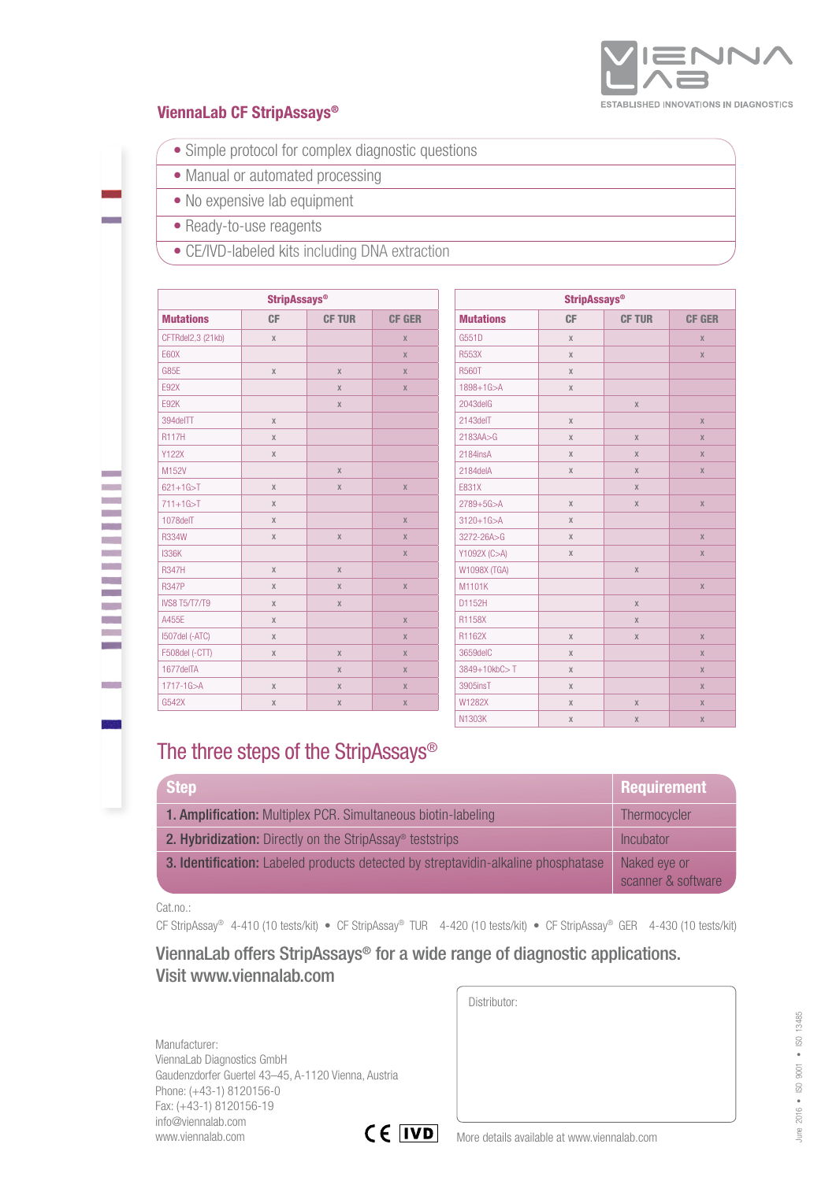VIENNA LAB
ESTABLISHED INNOVATIONS IN DIAGNOSTICS

## ViennaLab CF StripAssays®

- Simple protocol for complex diagnostic questions
- Manual or automated processing
- No expensive lab equipment
- Ready-to-use reagents
- CE/IVD-labeled kits including DNA extraction

| | StripAssays® | | |
|---|---|---|---|
| **Mutations** | **CF** | **CF TUR** | **CF GER** |
| CFTRdel2,3 (21kb) | x | | x |
| E60X | | | x |
| G85E | x | x | x |
| E92X | | x | x |
| E92K | | x | |
| 394delTT | x | | |
| R117H | x | | |
| Y122X | x | | |
| M152V | | x | |
| 621+1G>T | x | x | x |
| 711+1G>T | x | | |
| 1078delT | x | | x |
| R334W | x | x | x |
| I336K | | | x |
| R347H | x | x | |
| R347P | x | x | x |
| IVS8 T5/T7/T9 | x | x | |
| A455E | x | | x |
| I507del (-ATC) | x | | x |
| F508del (-CTT) | x | x | x |
| 1677delTA | | x | x |
| 1717-1G>A | x | x | x |
| G542X | x | x | x |

| | StripAssays® | | |
|---|---|---|---|
| **Mutations** | **CF** | **CF TUR** | **CF GER** |
| G551D | x | | x |
| R553X | x | | x |
| R560T | x | | |
| 1898+1G>A | x | | |
| 2043delG | | x | |
| 2143delT | x | | x |
| 2183AA>G | x | x | x |
| 2184insA | x | x | x |
| 2184delA | x | x | x |
| E831X | | x | |
| 2789+5G>A | x | x | x |
| 3120+1G>A | x | | |
| 3272-26A>G | x | | x |
| Y1092X (C>A) | x | | x |
| W1098X (TGA) | | x | |
| M1101K | | | x |
| D1152H | | x | |
| R1158X | | x | |
| R1162X | x | x | x |
| 3659delC | x | | x |
| 3849+10kbC>T | x | | x |
| 3905insT | x | | x |
| W1282X | x | x | x |
| N1303K | x | x | x |

## The three steps of the StripAssays®

| Step | Requirement |
|---|---|
| **1. Amplification:** Multiplex PCR. Simultaneous biotin-labeling | Thermocycler |
| **2. Hybridization:** Directly on the StripAssay® teststrips | Incubator |
| **3. Identification:** Labeled products detected by streptavidin-alkaline phosphatase | Naked eye or scanner & software |

Cat.no.:
CF StripAssay® 4-410 (10 tests/kit) • CF StripAssay® TUR 4-420 (10 tests/kit) • CF StripAssay® GER 4-430 (10 tests/kit)

### ViennaLab offers StripAssays® for a wide range of diagnostic applications. Visit www.viennalab.com

Distributor:

Manufacturer:
ViennaLab Diagnostics GmbH
Gaudenzdorfer Guertel 43–45, A-1120 Vienna, Austria
Phone: (+43-1) 8120156-0
Fax: (+43-1) 8120156-19
info@viennalab.com
www.viennalab.com

CE IVD

More details available at www.viennalab.com

June 2016 • ISO 9001 • ISO 13485